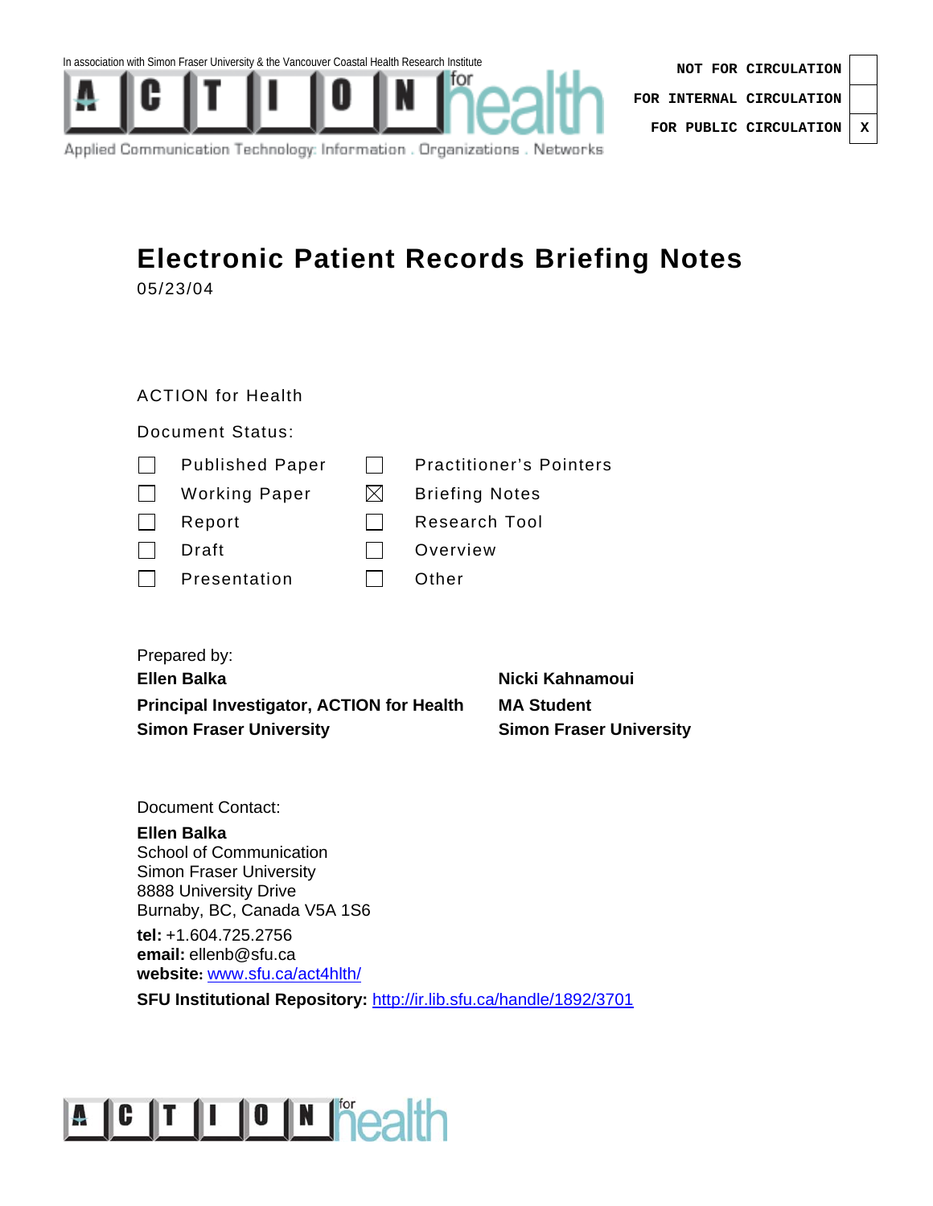In association with Simon Fraser University & the Vancouver Coastal Health Research Institute

ACTION for health

Applied Communication Technology: Information . Organizations . Networks

| | |
|---|---|
| NOT FOR CIRCULATION | |
| FOR INTERNAL CIRCULATION | |
| FOR PUBLIC CIRCULATION | X |

# Electronic Patient Records Briefing Notes

05/23/04

ACTION for Health

Document Status:

| | | | |
|---|---|---|---|
| ☐ | Published Paper | ☐ | Practitioner's Pointers |
| ☐ | Working Paper | ☒ | Briefing Notes |
| ☐ | Report | ☐ | Research Tool |
| ☐ | Draft | ☐ | Overview |
| ☐ | Presentation | ☐ | Other |

Prepared by:

**Ellen Balka**
**Principal Investigator, ACTION for Health**
**Simon Fraser University**

**Nicki Kahnamoui**
**MA Student**
**Simon Fraser University**

Document Contact:

**Ellen Balka**
School of Communication
Simon Fraser University
8888 University Drive
Burnaby, BC, Canada V5A 1S6

**tel:** +1.604.725.2756
**email:** ellenb@sfu.ca
**website:** www.sfu.ca/act4hlth/
**SFU Institutional Repository:** http://ir.lib.sfu.ca/handle/1892/3701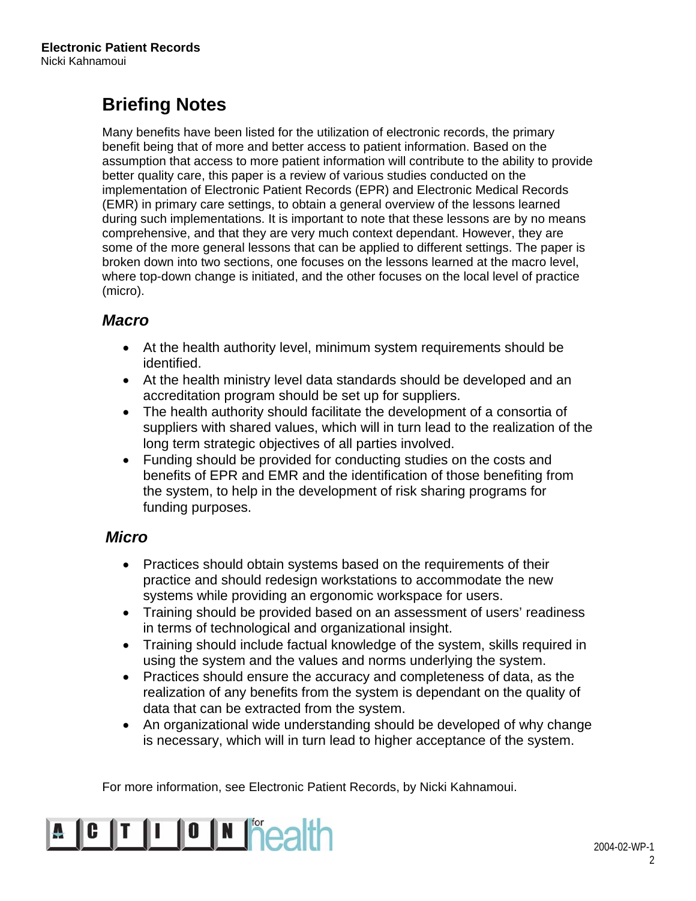# Briefing Notes

Many benefits have been listed for the utilization of electronic records, the primary benefit being that of more and better access to patient information. Based on the assumption that access to more patient information will contribute to the ability to provide better quality care, this paper is a review of various studies conducted on the implementation of Electronic Patient Records (EPR) and Electronic Medical Records (EMR) in primary care settings, to obtain a general overview of the lessons learned during such implementations. It is important to note that these lessons are by no means comprehensive, and that they are very much context dependant. However, they are some of the more general lessons that can be applied to different settings. The paper is broken down into two sections, one focuses on the lessons learned at the macro level, where top-down change is initiated, and the other focuses on the local level of practice (micro).

## *Macro*

- At the health authority level, minimum system requirements should be identified.
- At the health ministry level data standards should be developed and an accreditation program should be set up for suppliers.
- The health authority should facilitate the development of a consortia of suppliers with shared values, which will in turn lead to the realization of the long term strategic objectives of all parties involved.
- Funding should be provided for conducting studies on the costs and benefits of EPR and EMR and the identification of those benefiting from the system, to help in the development of risk sharing programs for funding purposes.

## *Micro*

- Practices should obtain systems based on the requirements of their practice and should redesign workstations to accommodate the new systems while providing an ergonomic workspace for users.
- Training should be provided based on an assessment of users' readiness in terms of technological and organizational insight.
- Training should include factual knowledge of the system, skills required in using the system and the values and norms underlying the system.
- Practices should ensure the accuracy and completeness of data, as the realization of any benefits from the system is dependant on the quality of data that can be extracted from the system.
- An organizational wide understanding should be developed of why change is necessary, which will in turn lead to higher acceptance of the system.

For more information, see Electronic Patient Records, by Nicki Kahnamoui.